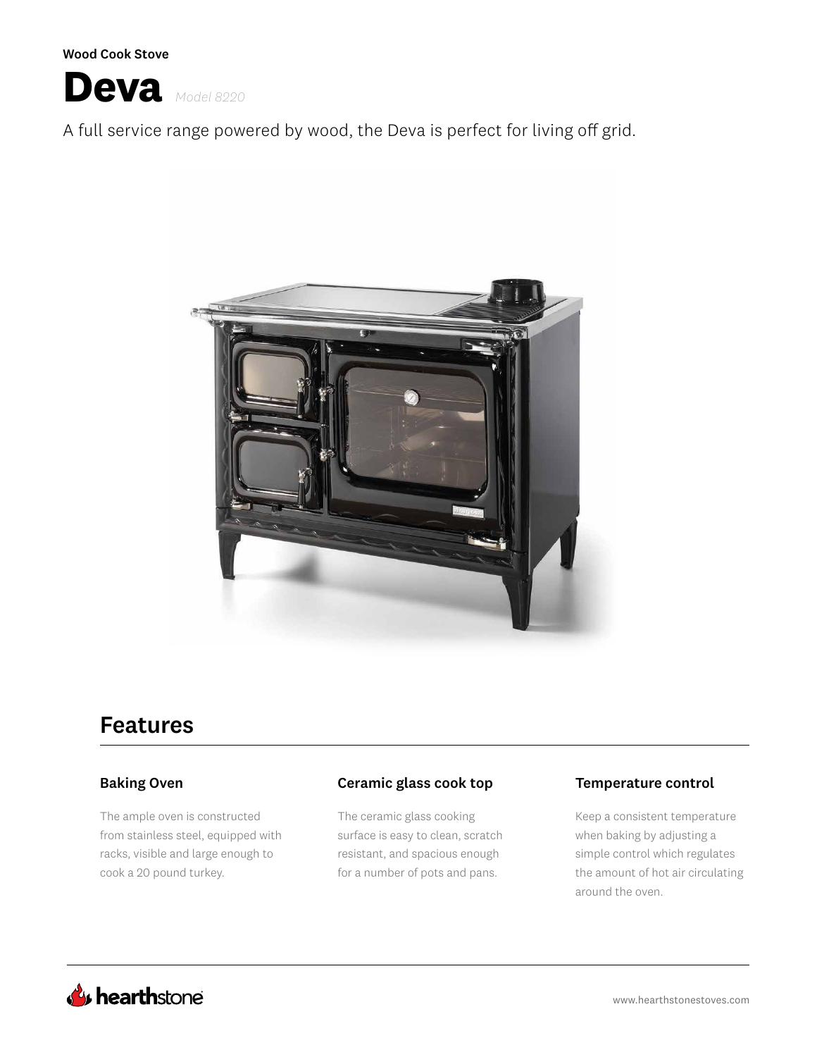**Wood Cook Stove**

# Deva *Model 8220*

A full service range powered by wood, the Deva is perfect for living off grid.

## Features

### Baking Oven

The ample oven is constructed from stainless steel, equipped with racks, visible and large enough to cook a 20 pound turkey.

### Ceramic glass cook top

The ceramic glass cooking surface is easy to clean, scratch resistant, and spacious enough for a number of pots and pans.

### Temperature control

Keep a consistent temperature when baking by adjusting a simple control which regulates the amount of hot air circulating around the oven.

hearthstone

www.hearthstonestoves.com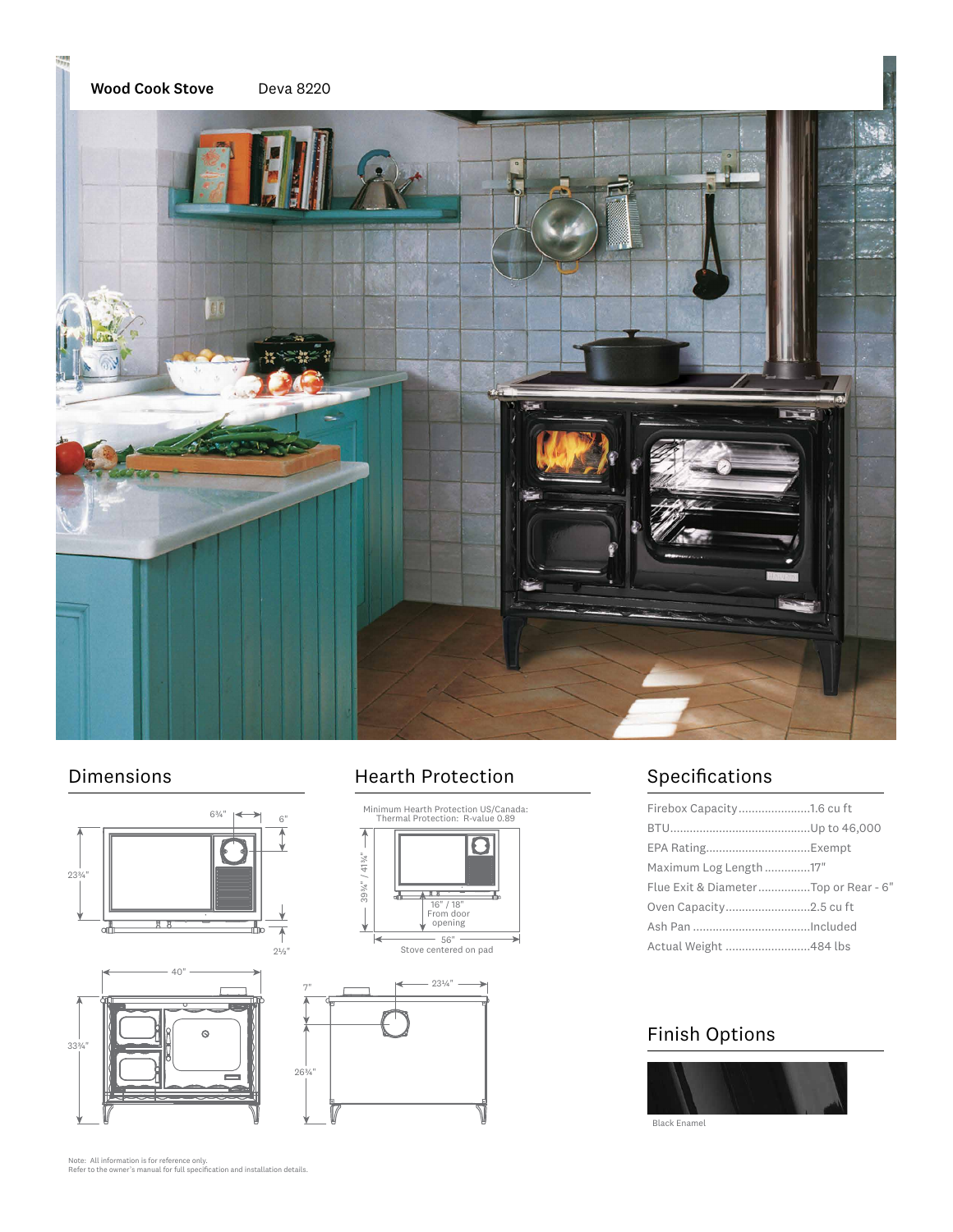**Wood Cook Stove** Deva 8220

## Dimensions

6¾"
6"
23¾"
2½"
40"
33¾"
7"
23¼"
26¾"

## Hearth Protection

Minimum Hearth Protection US/Canada:
Thermal Protection: R-value 0.89

39¾" / 41¾"
16" / 18"
From door
opening
56"
Stove centered on pad

## Specifications

| | |
|---|---|
| Firebox Capacity | 1.6 cu ft |
| BTU | Up to 46,000 |
| EPA Rating | Exempt |
| Maximum Log Length | 17" |
| Flue Exit & Diameter | Top or Rear - 6" |
| Oven Capacity | 2.5 cu ft |
| Ash Pan | Included |
| Actual Weight | 484 lbs |

## Finish Options

Black Enamel

Note: All information is for reference only.
Refer to the owner's manual for full specification and installation details.